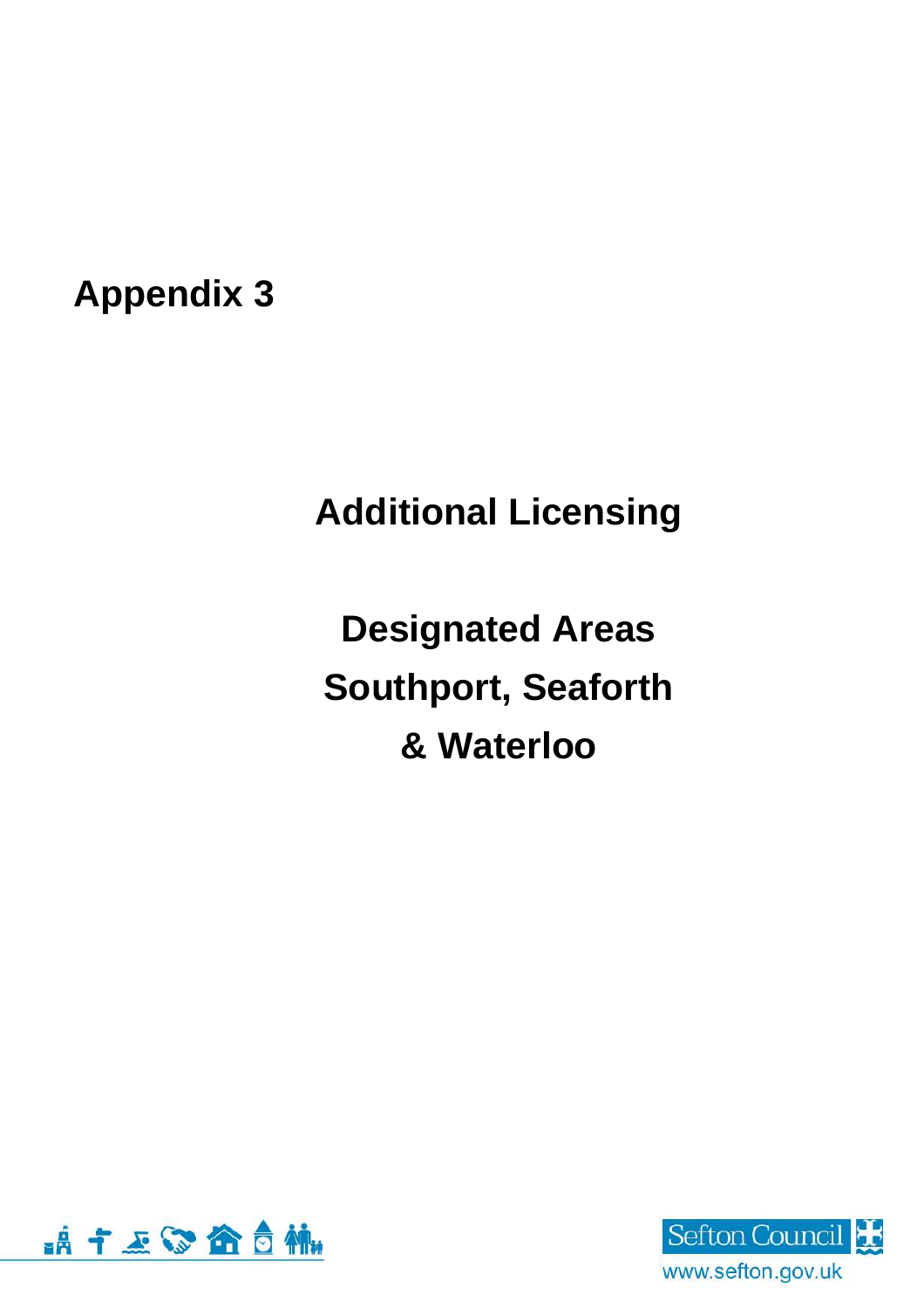# Appendix 3

## Additional Licensing

## Designated Areas Southport, Seaforth & Waterloo

Sefton Council

www.sefton.gov.uk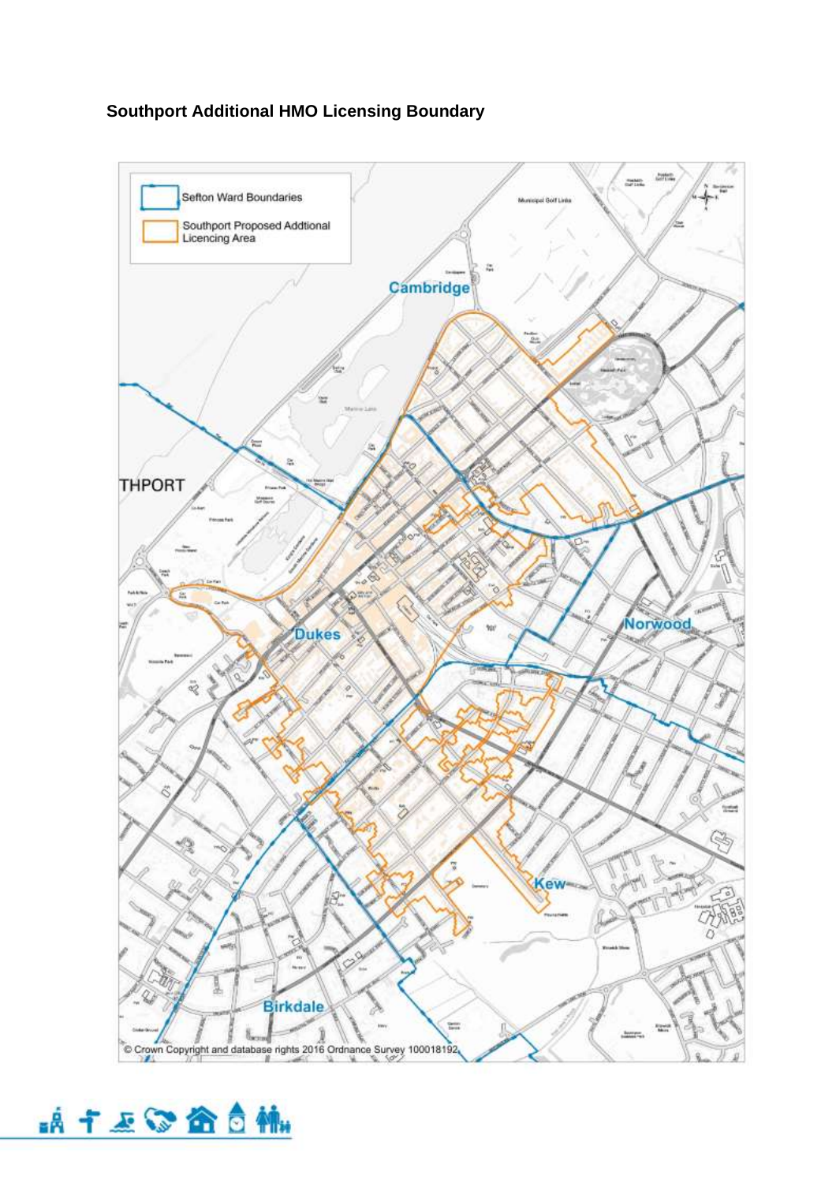**Southport Additional HMO Licensing Boundary**

Sefton Ward Boundaries

Southport Proposed Addtional Licencing Area

Cambridge

THPORT

Dukes

Norwood

Kew

Birkdale

© Crown Copyright and database rights 2016 Ordnance Survey 100018192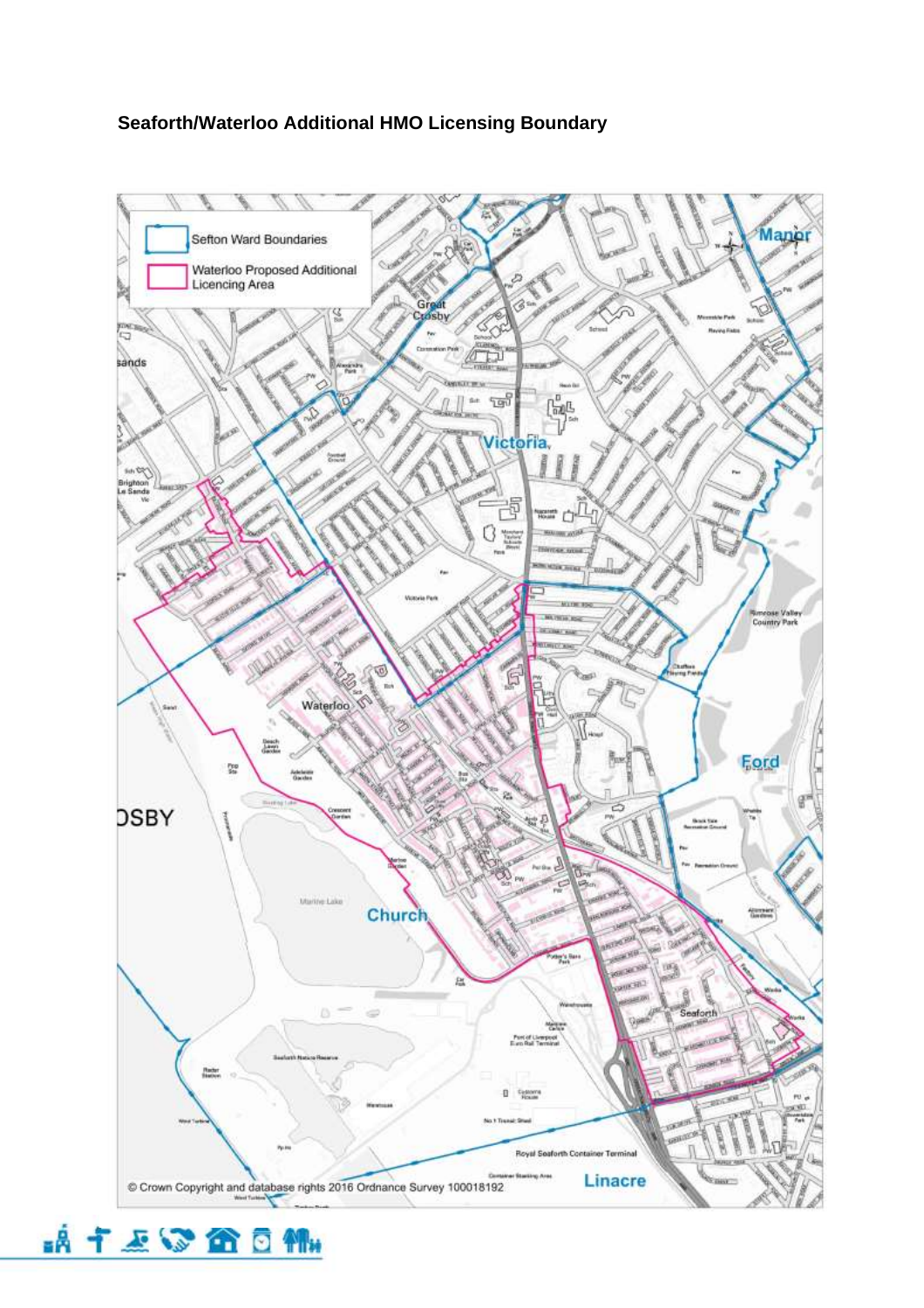**Seaforth/Waterloo Additional HMO Licensing Boundary**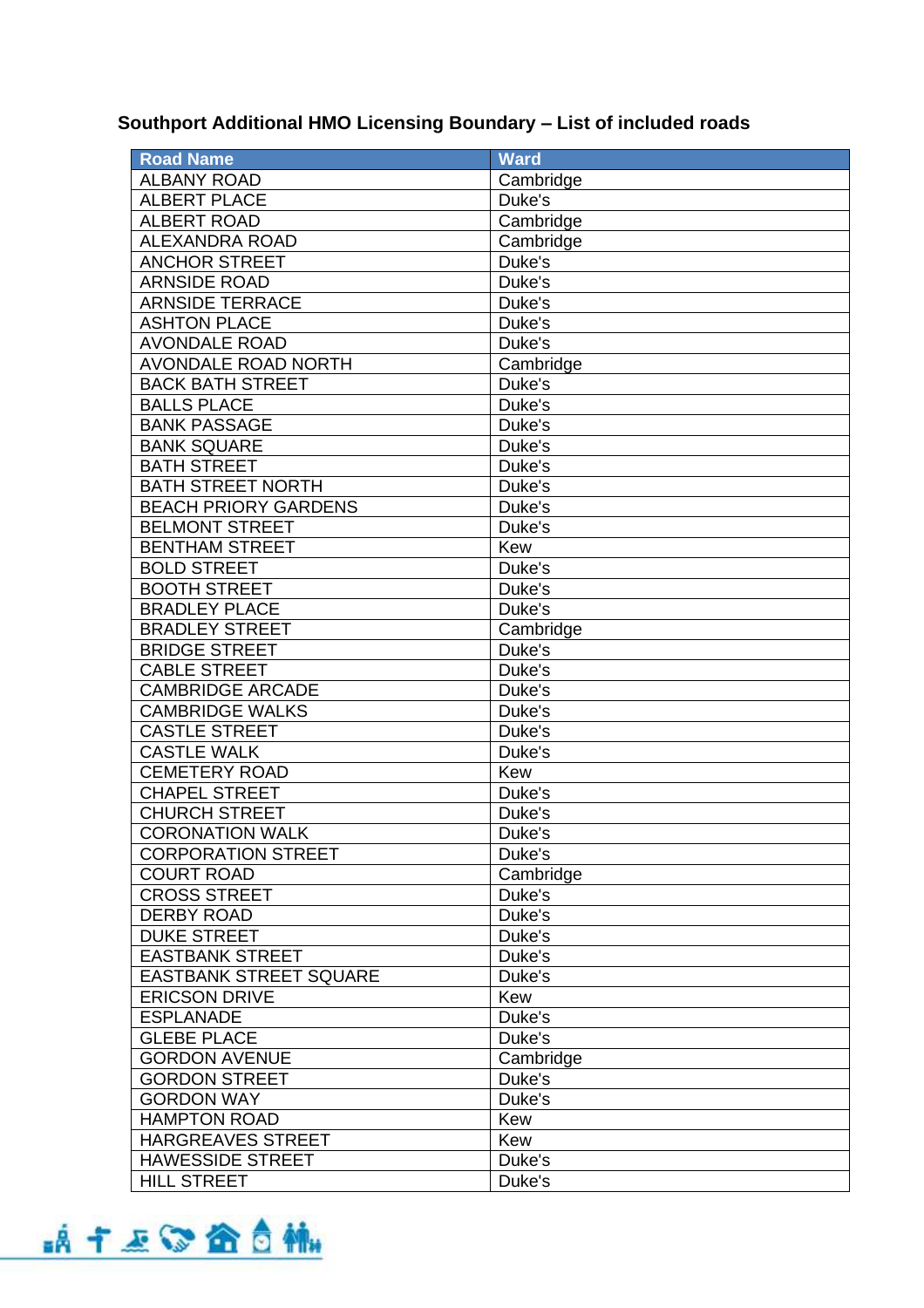**Southport Additional HMO Licensing Boundary – List of included roads**

| Road Name | Ward |
|---|---|
| ALBANY ROAD | Cambridge |
| ALBERT PLACE | Duke's |
| ALBERT ROAD | Cambridge |
| ALEXANDRA ROAD | Cambridge |
| ANCHOR STREET | Duke's |
| ARNSIDE ROAD | Duke's |
| ARNSIDE TERRACE | Duke's |
| ASHTON PLACE | Duke's |
| AVONDALE ROAD | Duke's |
| AVONDALE ROAD NORTH | Cambridge |
| BACK BATH STREET | Duke's |
| BALLS PLACE | Duke's |
| BANK PASSAGE | Duke's |
| BANK SQUARE | Duke's |
| BATH STREET | Duke's |
| BATH STREET NORTH | Duke's |
| BEACH PRIORY GARDENS | Duke's |
| BELMONT STREET | Duke's |
| BENTHAM STREET | Kew |
| BOLD STREET | Duke's |
| BOOTH STREET | Duke's |
| BRADLEY PLACE | Duke's |
| BRADLEY STREET | Cambridge |
| BRIDGE STREET | Duke's |
| CABLE STREET | Duke's |
| CAMBRIDGE ARCADE | Duke's |
| CAMBRIDGE WALKS | Duke's |
| CASTLE STREET | Duke's |
| CASTLE WALK | Duke's |
| CEMETERY ROAD | Kew |
| CHAPEL STREET | Duke's |
| CHURCH STREET | Duke's |
| CORONATION WALK | Duke's |
| CORPORATION STREET | Duke's |
| COURT ROAD | Cambridge |
| CROSS STREET | Duke's |
| DERBY ROAD | Duke's |
| DUKE STREET | Duke's |
| EASTBANK STREET | Duke's |
| EASTBANK STREET SQUARE | Duke's |
| ERICSON DRIVE | Kew |
| ESPLANADE | Duke's |
| GLEBE PLACE | Duke's |
| GORDON AVENUE | Cambridge |
| GORDON STREET | Duke's |
| GORDON WAY | Duke's |
| HAMPTON ROAD | Kew |
| HARGREAVES STREET | Kew |
| HAWESSIDE STREET | Duke's |
| HILL STREET | Duke's |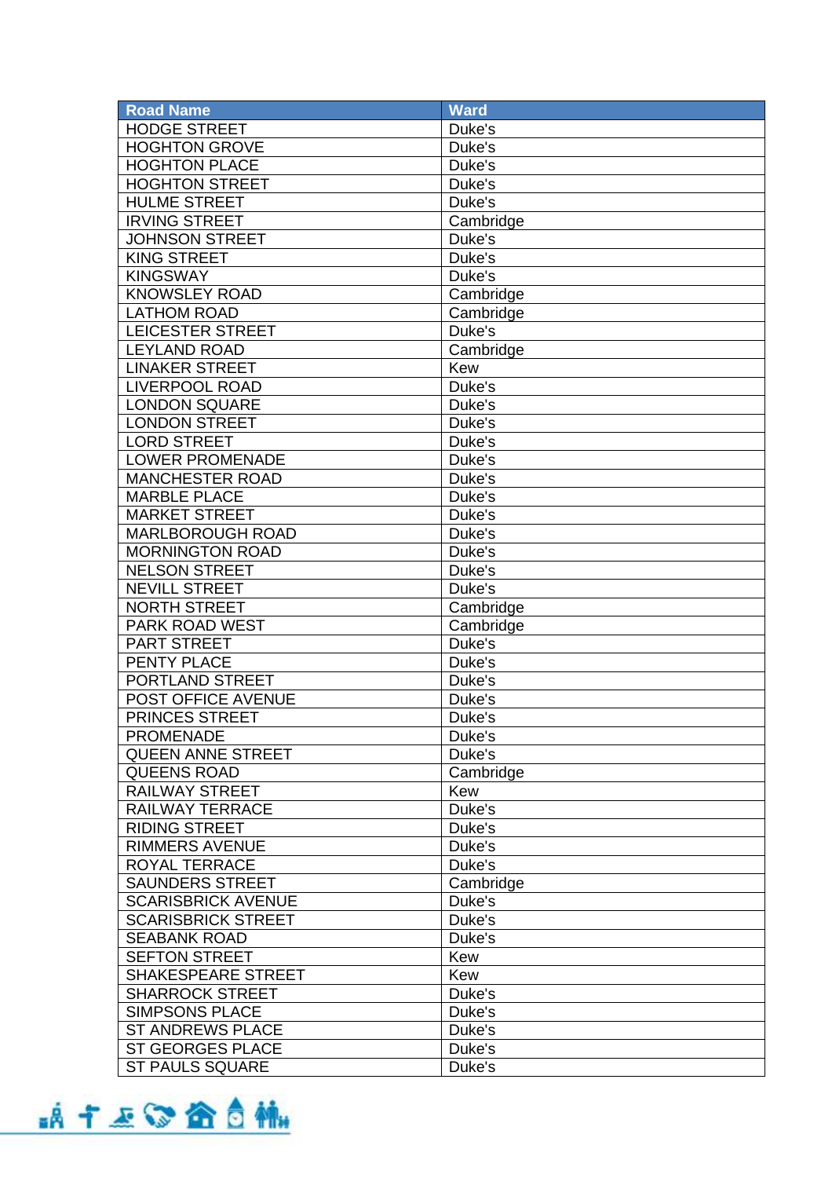| Road Name | Ward |
| --- | --- |
| HODGE STREET | Duke's |
| HOGHTON GROVE | Duke's |
| HOGHTON PLACE | Duke's |
| HOGHTON STREET | Duke's |
| HULME STREET | Duke's |
| IRVING STREET | Cambridge |
| JOHNSON STREET | Duke's |
| KING STREET | Duke's |
| KINGSWAY | Duke's |
| KNOWSLEY ROAD | Cambridge |
| LATHOM ROAD | Cambridge |
| LEICESTER STREET | Duke's |
| LEYLAND ROAD | Cambridge |
| LINAKER STREET | Kew |
| LIVERPOOL ROAD | Duke's |
| LONDON SQUARE | Duke's |
| LONDON STREET | Duke's |
| LORD STREET | Duke's |
| LOWER PROMENADE | Duke's |
| MANCHESTER ROAD | Duke's |
| MARBLE PLACE | Duke's |
| MARKET STREET | Duke's |
| MARLBOROUGH ROAD | Duke's |
| MORNINGTON ROAD | Duke's |
| NELSON STREET | Duke's |
| NEVILL STREET | Duke's |
| NORTH STREET | Cambridge |
| PARK ROAD WEST | Cambridge |
| PART STREET | Duke's |
| PENTY PLACE | Duke's |
| PORTLAND STREET | Duke's |
| POST OFFICE AVENUE | Duke's |
| PRINCES STREET | Duke's |
| PROMENADE | Duke's |
| QUEEN ANNE STREET | Duke's |
| QUEENS ROAD | Cambridge |
| RAILWAY STREET | Kew |
| RAILWAY TERRACE | Duke's |
| RIDING STREET | Duke's |
| RIMMERS AVENUE | Duke's |
| ROYAL TERRACE | Duke's |
| SAUNDERS STREET | Cambridge |
| SCARISBRICK AVENUE | Duke's |
| SCARISBRICK STREET | Duke's |
| SEABANK ROAD | Duke's |
| SEFTON STREET | Kew |
| SHAKESPEARE STREET | Kew |
| SHARROCK STREET | Duke's |
| SIMPSONS PLACE | Duke's |
| ST ANDREWS PLACE | Duke's |
| ST GEORGES PLACE | Duke's |
| ST PAULS SQUARE | Duke's |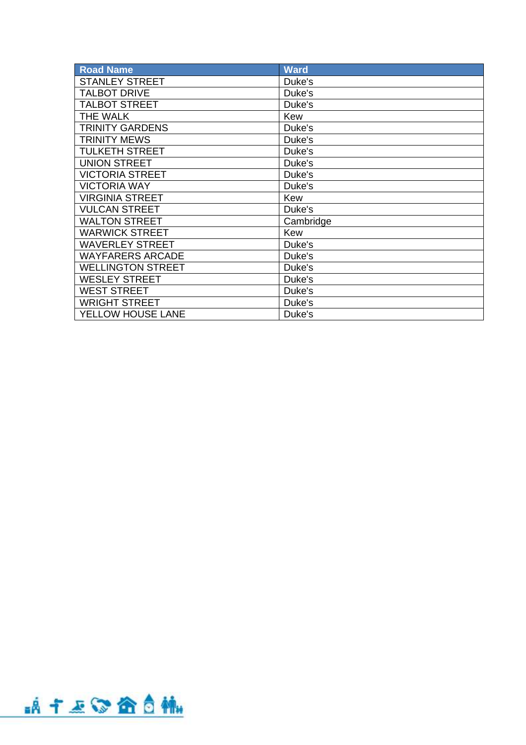| Road Name | Ward |
|---|---|
| STANLEY STREET | Duke's |
| TALBOT DRIVE | Duke's |
| TALBOT STREET | Duke's |
| THE WALK | Kew |
| TRINITY GARDENS | Duke's |
| TRINITY MEWS | Duke's |
| TULKETH STREET | Duke's |
| UNION STREET | Duke's |
| VICTORIA STREET | Duke's |
| VICTORIA WAY | Duke's |
| VIRGINIA STREET | Kew |
| VULCAN STREET | Duke's |
| WALTON STREET | Cambridge |
| WARWICK STREET | Kew |
| WAVERLEY STREET | Duke's |
| WAYFARERS ARCADE | Duke's |
| WELLINGTON STREET | Duke's |
| WESLEY STREET | Duke's |
| WEST STREET | Duke's |
| WRIGHT STREET | Duke's |
| YELLOW HOUSE LANE | Duke's |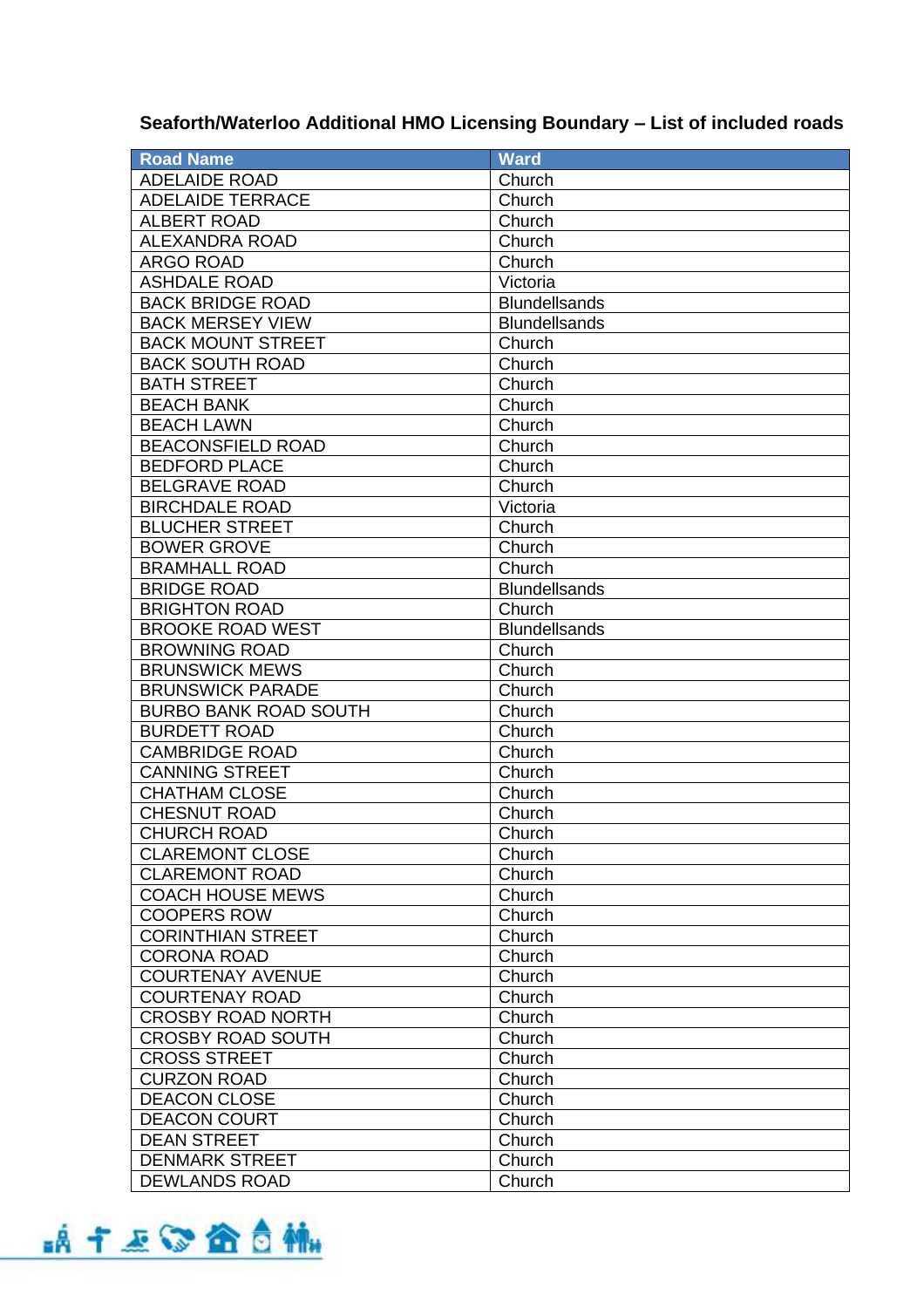## Seaforth/Waterloo Additional HMO Licensing Boundary – List of included roads

| Road Name | Ward |
|---|---|
| ADELAIDE ROAD | Church |
| ADELAIDE TERRACE | Church |
| ALBERT ROAD | Church |
| ALEXANDRA ROAD | Church |
| ARGO ROAD | Church |
| ASHDALE ROAD | Victoria |
| BACK BRIDGE ROAD | Blundellsands |
| BACK MERSEY VIEW | Blundellsands |
| BACK MOUNT STREET | Church |
| BACK SOUTH ROAD | Church |
| BATH STREET | Church |
| BEACH BANK | Church |
| BEACH LAWN | Church |
| BEACONSFIELD ROAD | Church |
| BEDFORD PLACE | Church |
| BELGRAVE ROAD | Church |
| BIRCHDALE ROAD | Victoria |
| BLUCHER STREET | Church |
| BOWER GROVE | Church |
| BRAMHALL ROAD | Church |
| BRIDGE ROAD | Blundellsands |
| BRIGHTON ROAD | Church |
| BROOKE ROAD WEST | Blundellsands |
| BROWNING ROAD | Church |
| BRUNSWICK MEWS | Church |
| BRUNSWICK PARADE | Church |
| BURBO BANK ROAD SOUTH | Church |
| BURDETT ROAD | Church |
| CAMBRIDGE ROAD | Church |
| CANNING STREET | Church |
| CHATHAM CLOSE | Church |
| CHESNUT ROAD | Church |
| CHURCH ROAD | Church |
| CLAREMONT CLOSE | Church |
| CLAREMONT ROAD | Church |
| COACH HOUSE MEWS | Church |
| COOPERS ROW | Church |
| CORINTHIAN STREET | Church |
| CORONA ROAD | Church |
| COURTENAY AVENUE | Church |
| COURTENAY ROAD | Church |
| CROSBY ROAD NORTH | Church |
| CROSBY ROAD SOUTH | Church |
| CROSS STREET | Church |
| CURZON ROAD | Church |
| DEACON CLOSE | Church |
| DEACON COURT | Church |
| DEAN STREET | Church |
| DENMARK STREET | Church |
| DEWLANDS ROAD | Church |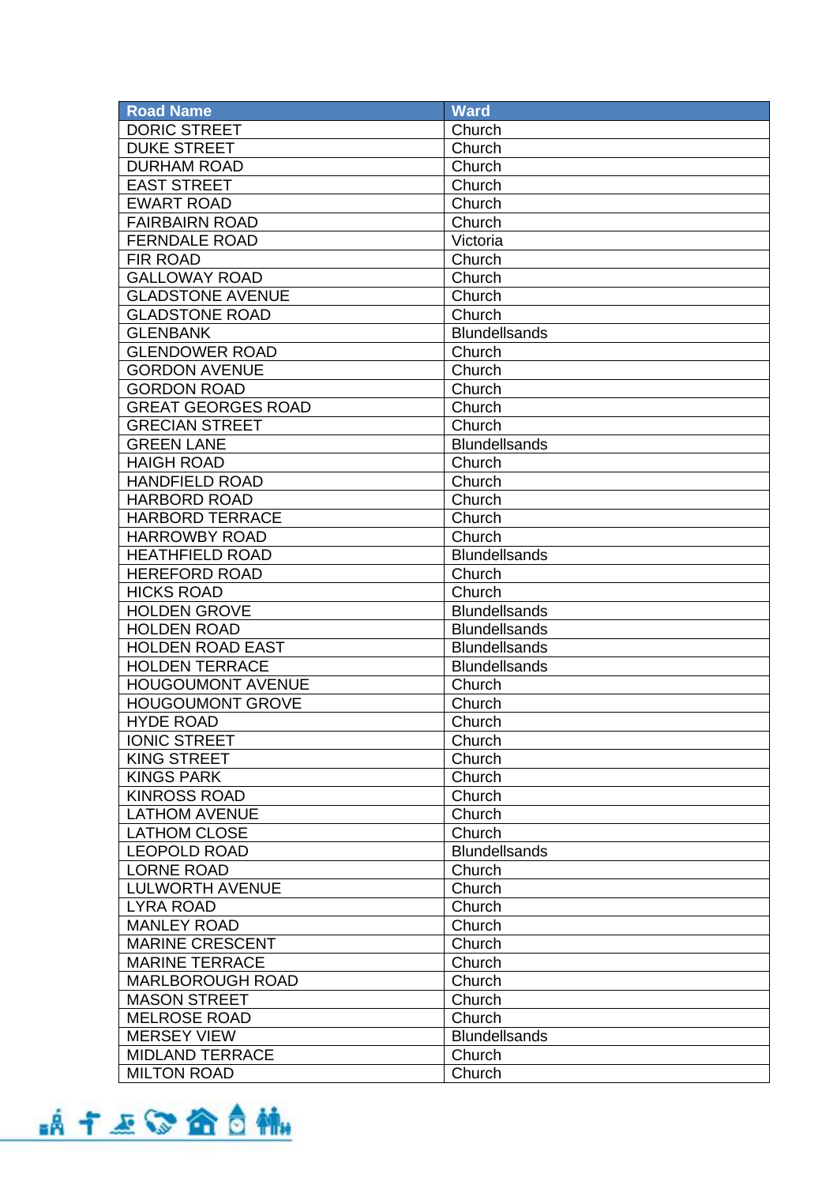| Road Name | Ward |
|---|---|
| DORIC STREET | Church |
| DUKE STREET | Church |
| DURHAM ROAD | Church |
| EAST STREET | Church |
| EWART ROAD | Church |
| FAIRBAIRN ROAD | Church |
| FERNDALE ROAD | Victoria |
| FIR ROAD | Church |
| GALLOWAY ROAD | Church |
| GLADSTONE AVENUE | Church |
| GLADSTONE ROAD | Church |
| GLENBANK | Blundellsands |
| GLENDOWER ROAD | Church |
| GORDON AVENUE | Church |
| GORDON ROAD | Church |
| GREAT GEORGES ROAD | Church |
| GRECIAN STREET | Church |
| GREEN LANE | Blundellsands |
| HAIGH ROAD | Church |
| HANDFIELD ROAD | Church |
| HARBORD ROAD | Church |
| HARBORD TERRACE | Church |
| HARROWBY ROAD | Church |
| HEATHFIELD ROAD | Blundellsands |
| HEREFORD ROAD | Church |
| HICKS ROAD | Church |
| HOLDEN GROVE | Blundellsands |
| HOLDEN ROAD | Blundellsands |
| HOLDEN ROAD EAST | Blundellsands |
| HOLDEN TERRACE | Blundellsands |
| HOUGOUMONT AVENUE | Church |
| HOUGOUMONT GROVE | Church |
| HYDE ROAD | Church |
| IONIC STREET | Church |
| KING STREET | Church |
| KINGS PARK | Church |
| KINROSS ROAD | Church |
| LATHOM AVENUE | Church |
| LATHOM CLOSE | Church |
| LEOPOLD ROAD | Blundellsands |
| LORNE ROAD | Church |
| LULWORTH AVENUE | Church |
| LYRA ROAD | Church |
| MANLEY ROAD | Church |
| MARINE CRESCENT | Church |
| MARINE TERRACE | Church |
| MARLBOROUGH ROAD | Church |
| MASON STREET | Church |
| MELROSE ROAD | Church |
| MERSEY VIEW | Blundellsands |
| MIDLAND TERRACE | Church |
| MILTON ROAD | Church |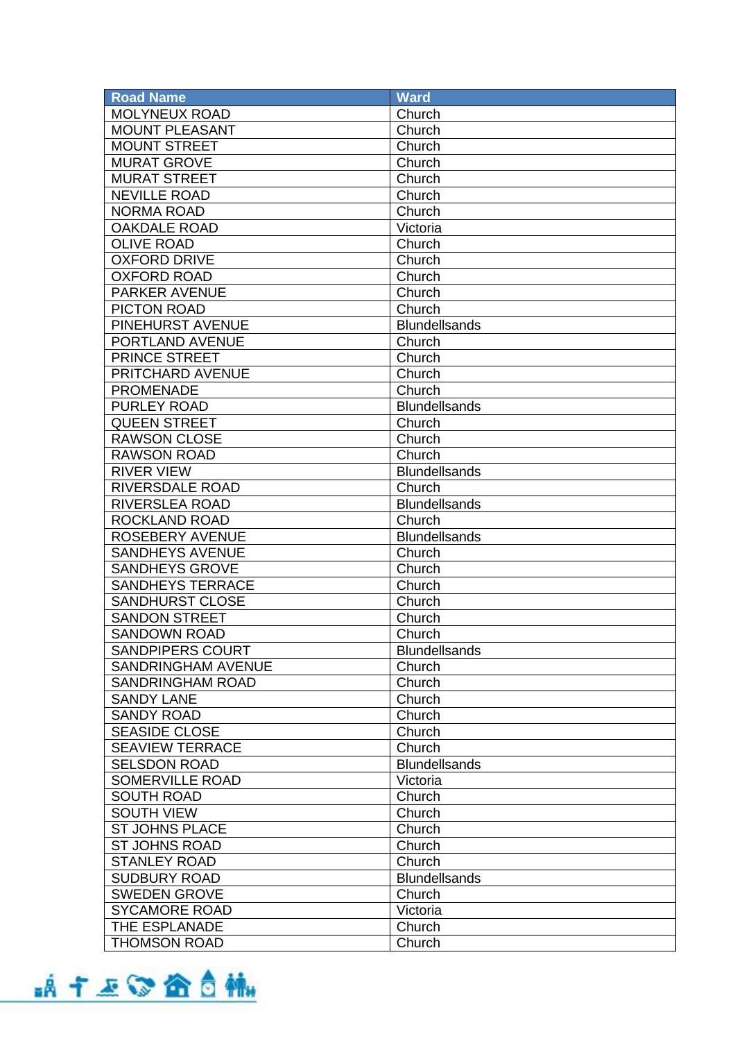| Road Name | Ward |
|---|---|
| MOLYNEUX ROAD | Church |
| MOUNT PLEASANT | Church |
| MOUNT STREET | Church |
| MURAT GROVE | Church |
| MURAT STREET | Church |
| NEVILLE ROAD | Church |
| NORMA ROAD | Church |
| OAKDALE ROAD | Victoria |
| OLIVE ROAD | Church |
| OXFORD DRIVE | Church |
| OXFORD ROAD | Church |
| PARKER AVENUE | Church |
| PICTON ROAD | Church |
| PINEHURST AVENUE | Blundellsands |
| PORTLAND AVENUE | Church |
| PRINCE STREET | Church |
| PRITCHARD AVENUE | Church |
| PROMENADE | Church |
| PURLEY ROAD | Blundellsands |
| QUEEN STREET | Church |
| RAWSON CLOSE | Church |
| RAWSON ROAD | Church |
| RIVER VIEW | Blundellsands |
| RIVERSDALE ROAD | Church |
| RIVERSLEA ROAD | Blundellsands |
| ROCKLAND ROAD | Church |
| ROSEBERY AVENUE | Blundellsands |
| SANDHEYS AVENUE | Church |
| SANDHEYS GROVE | Church |
| SANDHEYS TERRACE | Church |
| SANDHURST CLOSE | Church |
| SANDON STREET | Church |
| SANDOWN ROAD | Church |
| SANDPIPERS COURT | Blundellsands |
| SANDRINGHAM AVENUE | Church |
| SANDRINGHAM ROAD | Church |
| SANDY LANE | Church |
| SANDY ROAD | Church |
| SEASIDE CLOSE | Church |
| SEAVIEW TERRACE | Church |
| SELSDON ROAD | Blundellsands |
| SOMERVILLE ROAD | Victoria |
| SOUTH ROAD | Church |
| SOUTH VIEW | Church |
| ST JOHNS PLACE | Church |
| ST JOHNS ROAD | Church |
| STANLEY ROAD | Church |
| SUDBURY ROAD | Blundellsands |
| SWEDEN GROVE | Church |
| SYCAMORE ROAD | Victoria |
| THE ESPLANADE | Church |
| THOMSON ROAD | Church |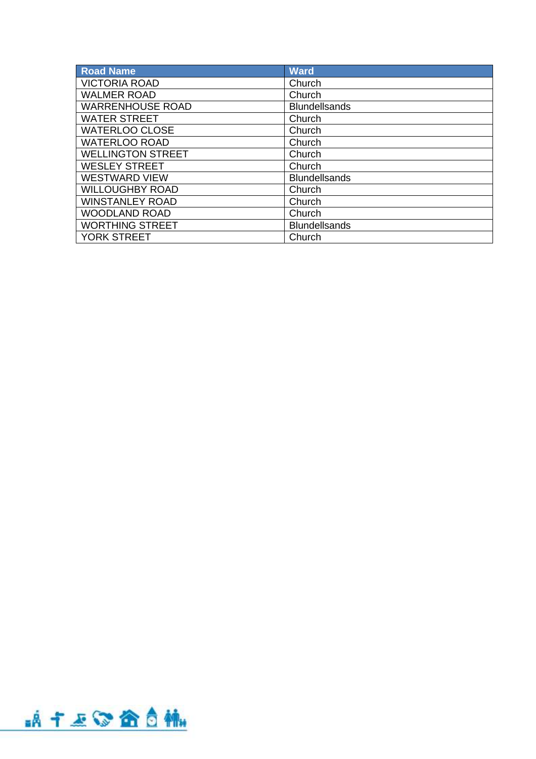| Road Name | Ward |
|---|---|
| VICTORIA ROAD | Church |
| WALMER ROAD | Church |
| WARRENHOUSE ROAD | Blundellsands |
| WATER STREET | Church |
| WATERLOO CLOSE | Church |
| WATERLOO ROAD | Church |
| WELLINGTON STREET | Church |
| WESLEY STREET | Church |
| WESTWARD VIEW | Blundellsands |
| WILLOUGHBY ROAD | Church |
| WINSTANLEY ROAD | Church |
| WOODLAND ROAD | Church |
| WORTHING STREET | Blundellsands |
| YORK STREET | Church |